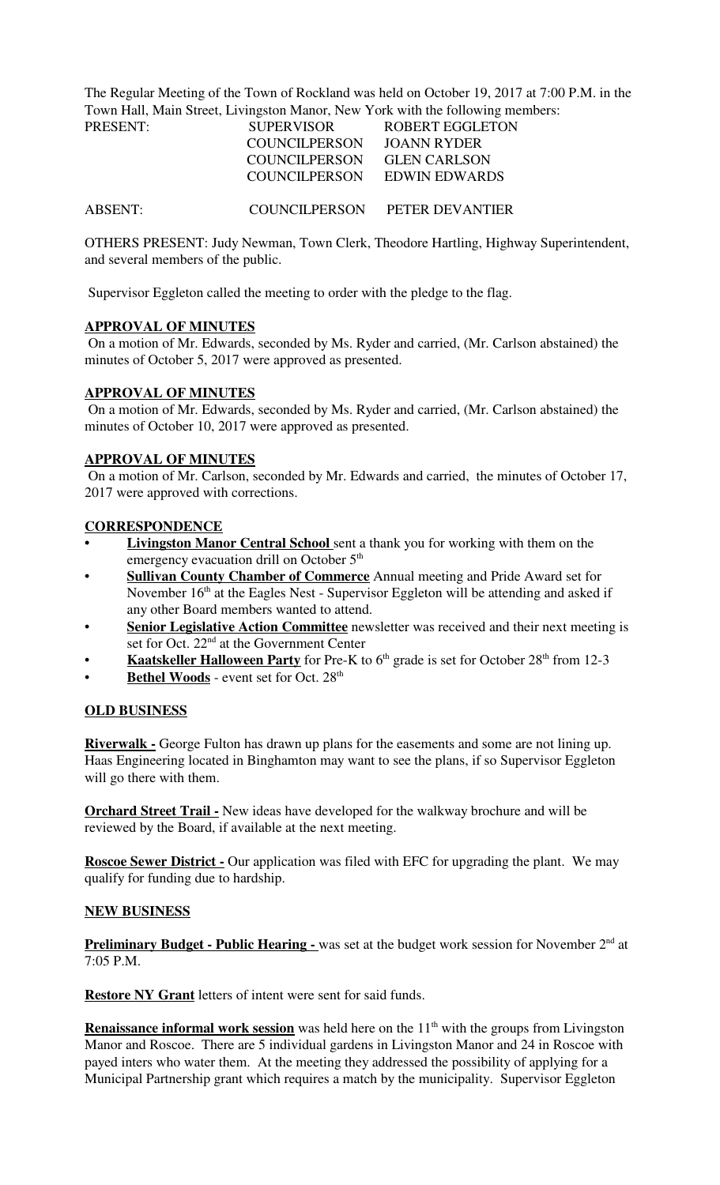The Regular Meeting of the Town of Rockland was held on October 19, 2017 at 7:00 P.M. in the Town Hall, Main Street, Livingston Manor, New York with the following members:

| PRESENT: | SUPERVISOR | ROBERT EGGLETON |
|---|---|---|
| | COUNCILPERSON | JOANN RYDER |
| | COUNCILPERSON | GLEN CARLSON |
| | COUNCILPERSON | EDWIN EDWARDS |
| ABSENT: | COUNCILPERSON | PETER DEVANTIER |

OTHERS PRESENT: Judy Newman, Town Clerk, Theodore Hartling, Highway Superintendent, and several members of the public.

Supervisor Eggleton called the meeting to order with the pledge to the flag.

**APPROVAL OF MINUTES**

On a motion of Mr. Edwards, seconded by Ms. Ryder and carried, (Mr. Carlson abstained) the minutes of October 5, 2017 were approved as presented.

**APPROVAL OF MINUTES**

On a motion of Mr. Edwards, seconded by Ms. Ryder and carried, (Mr. Carlson abstained) the minutes of October 10, 2017 were approved as presented.

**APPROVAL OF MINUTES**

On a motion of Mr. Carlson, seconded by Mr. Edwards and carried, the minutes of October 17, 2017 were approved with corrections.

**CORRESPONDENCE**

- **Livingston Manor Central School** sent a thank you for working with them on the emergency evacuation drill on October 5th
- **Sullivan County Chamber of Commerce** Annual meeting and Pride Award set for November 16th at the Eagles Nest - Supervisor Eggleton will be attending and asked if any other Board members wanted to attend.
- **Senior Legislative Action Committee** newsletter was received and their next meeting is set for Oct. 22nd at the Government Center
- **Kaatskeller Halloween Party** for Pre-K to 6th grade is set for October 28th from 12-3
- **Bethel Woods** - event set for Oct. 28th

**OLD BUSINESS**

**Riverwalk -** George Fulton has drawn up plans for the easements and some are not lining up. Haas Engineering located in Binghamton may want to see the plans, if so Supervisor Eggleton will go there with them.

**Orchard Street Trail -** New ideas have developed for the walkway brochure and will be reviewed by the Board, if available at the next meeting.

**Roscoe Sewer District -** Our application was filed with EFC for upgrading the plant. We may qualify for funding due to hardship.

**NEW BUSINESS**

**Preliminary Budget - Public Hearing -** was set at the budget work session for November 2nd at 7:05 P.M.

**Restore NY Grant** letters of intent were sent for said funds.

**Renaissance informal work session** was held here on the 11th with the groups from Livingston Manor and Roscoe. There are 5 individual gardens in Livingston Manor and 24 in Roscoe with payed inters who water them. At the meeting they addressed the possibility of applying for a Municipal Partnership grant which requires a match by the municipality. Supervisor Eggleton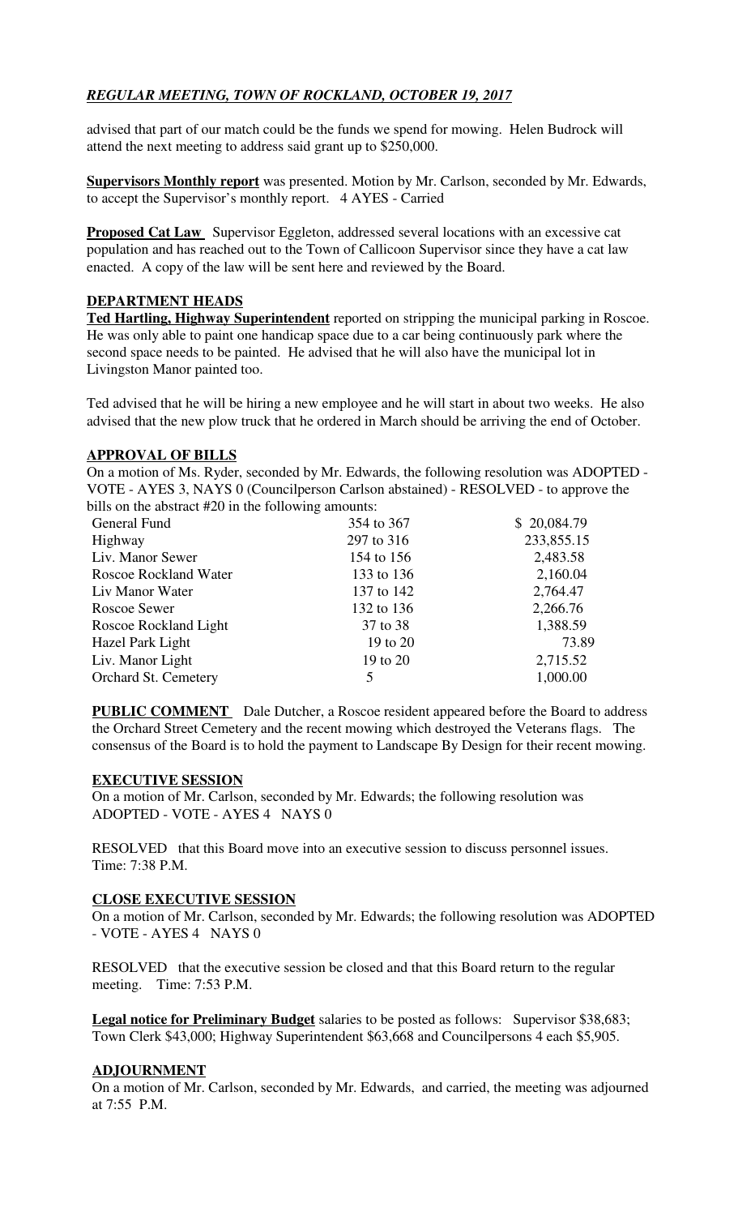*REGULAR MEETING, TOWN OF ROCKLAND, OCTOBER 19, 2017*

advised that part of our match could be the funds we spend for mowing. Helen Budrock will attend the next meeting to address said grant up to $250,000.

**Supervisors Monthly report** was presented. Motion by Mr. Carlson, seconded by Mr. Edwards, to accept the Supervisor's monthly report. 4 AYES - Carried

**Proposed Cat Law** Supervisor Eggleton, addressed several locations with an excessive cat population and has reached out to the Town of Callicoon Supervisor since they have a cat law enacted. A copy of the law will be sent here and reviewed by the Board.

## DEPARTMENT HEADS

**Ted Hartling, Highway Superintendent** reported on stripping the municipal parking in Roscoe. He was only able to paint one handicap space due to a car being continuously park where the second space needs to be painted. He advised that he will also have the municipal lot in Livingston Manor painted too.

Ted advised that he will be hiring a new employee and he will start in about two weeks. He also advised that the new plow truck that he ordered in March should be arriving the end of October.

## APPROVAL OF BILLS

On a motion of Ms. Ryder, seconded by Mr. Edwards, the following resolution was ADOPTED - VOTE - AYES 3, NAYS 0 (Councilperson Carlson abstained) - RESOLVED - to approve the bills on the abstract #20 in the following amounts:

| | | |
|---|---|---|
| General Fund | 354 to 367 | $ 20,084.79 |
| Highway | 297 to 316 | 233,855.15 |
| Liv. Manor Sewer | 154 to 156 | 2,483.58 |
| Roscoe Rockland Water | 133 to 136 | 2,160.04 |
| Liv Manor Water | 137 to 142 | 2,764.47 |
| Roscoe Sewer | 132 to 136 | 2,266.76 |
| Roscoe Rockland Light | 37 to 38 | 1,388.59 |
| Hazel Park Light | 19 to 20 | 73.89 |
| Liv. Manor Light | 19 to 20 | 2,715.52 |
| Orchard St. Cemetery | 5 | 1,000.00 |

**PUBLIC COMMENT** Dale Dutcher, a Roscoe resident appeared before the Board to address the Orchard Street Cemetery and the recent mowing which destroyed the Veterans flags. The consensus of the Board is to hold the payment to Landscape By Design for their recent mowing.

## EXECUTIVE SESSION

On a motion of Mr. Carlson, seconded by Mr. Edwards; the following resolution was ADOPTED - VOTE - AYES 4 NAYS 0

RESOLVED that this Board move into an executive session to discuss personnel issues. Time: 7:38 P.M.

## CLOSE EXECUTIVE SESSION

On a motion of Mr. Carlson, seconded by Mr. Edwards; the following resolution was ADOPTED - VOTE - AYES 4 NAYS 0

RESOLVED that the executive session be closed and that this Board return to the regular meeting. Time: 7:53 P.M.

**Legal notice for Preliminary Budget** salaries to be posted as follows: Supervisor $38,683; Town Clerk $43,000; Highway Superintendent $63,668 and Councilpersons 4 each $5,905.

## ADJOURNMENT

On a motion of Mr. Carlson, seconded by Mr. Edwards, and carried, the meeting was adjourned at 7:55 P.M.